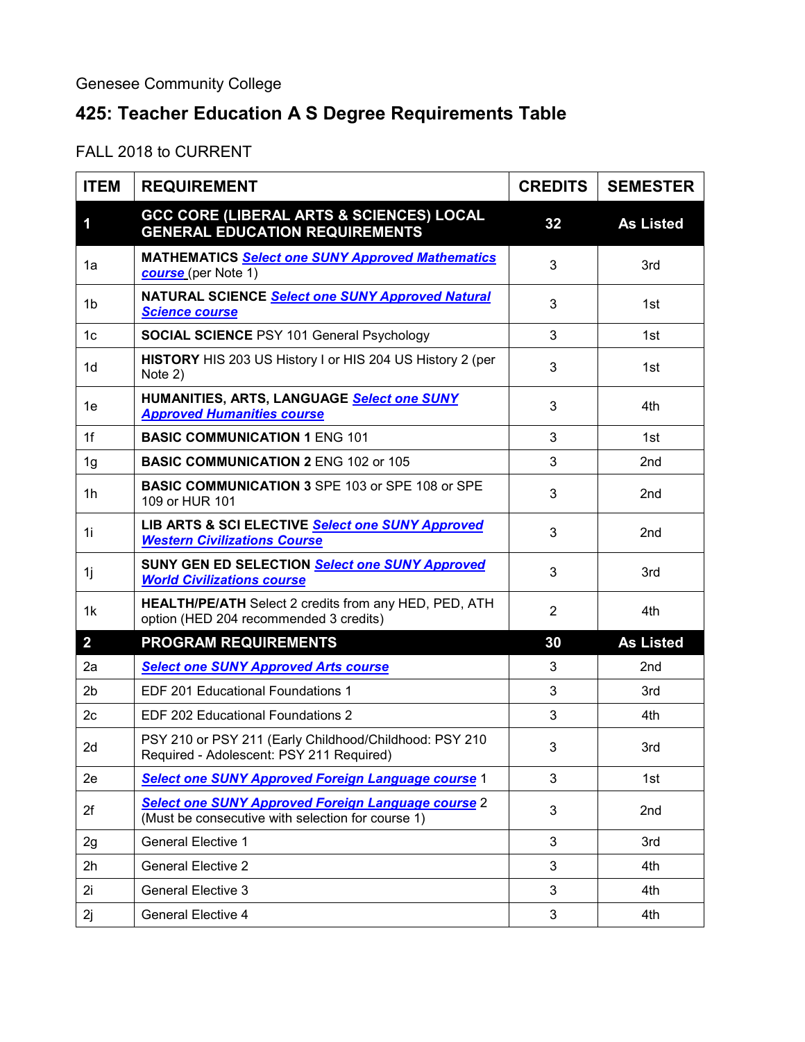Genesee Community College

## 425: Teacher Education A S Degree Requirements Table

FALL 2018 to CURRENT

| ITEM | REQUIREMENT | CREDITS | SEMESTER |
|---|---|---|---|
| **1** | **GCC CORE (LIBERAL ARTS & SCIENCES) LOCAL GENERAL EDUCATION REQUIREMENTS** | **32** | **As Listed** |
| 1a | **MATHEMATICS** ***Select one SUNY Approved Mathematics course*** (per Note 1) | 3 | 3rd |
| 1b | **NATURAL SCIENCE** ***Select one SUNY Approved Natural Science course*** | 3 | 1st |
| 1c | **SOCIAL SCIENCE** PSY 101 General Psychology | 3 | 1st |
| 1d | **HISTORY** HIS 203 US History I or HIS 204 US History 2 (per Note 2) | 3 | 1st |
| 1e | **HUMANITIES, ARTS, LANGUAGE** ***Select one SUNY Approved Humanities course*** | 3 | 4th |
| 1f | **BASIC COMMUNICATION 1** ENG 101 | 3 | 1st |
| 1g | **BASIC COMMUNICATION 2** ENG 102 or 105 | 3 | 2nd |
| 1h | **BASIC COMMUNICATION 3** SPE 103 or SPE 108 or SPE 109 or HUR 101 | 3 | 2nd |
| 1i | **LIB ARTS & SCI ELECTIVE** ***Select one SUNY Approved Western Civilizations Course*** | 3 | 2nd |
| 1j | **SUNY GEN ED SELECTION** ***Select one SUNY Approved World Civilizations course*** | 3 | 3rd |
| 1k | **HEALTH/PE/ATH** Select 2 credits from any HED, PED, ATH option (HED 204 recommended 3 credits) | 2 | 4th |
| **2** | **PROGRAM REQUIREMENTS** | **30** | **As Listed** |
| 2a | ***Select one SUNY Approved Arts course*** | 3 | 2nd |
| 2b | EDF 201 Educational Foundations 1 | 3 | 3rd |
| 2c | EDF 202 Educational Foundations 2 | 3 | 4th |
| 2d | PSY 210 or PSY 211 (Early Childhood/Childhood: PSY 210 Required - Adolescent: PSY 211 Required) | 3 | 3rd |
| 2e | ***Select one SUNY Approved Foreign Language course*** 1 | 3 | 1st |
| 2f | ***Select one SUNY Approved Foreign Language course*** 2 (Must be consecutive with selection for course 1) | 3 | 2nd |
| 2g | General Elective 1 | 3 | 3rd |
| 2h | General Elective 2 | 3 | 4th |
| 2i | General Elective 3 | 3 | 4th |
| 2j | General Elective 4 | 3 | 4th |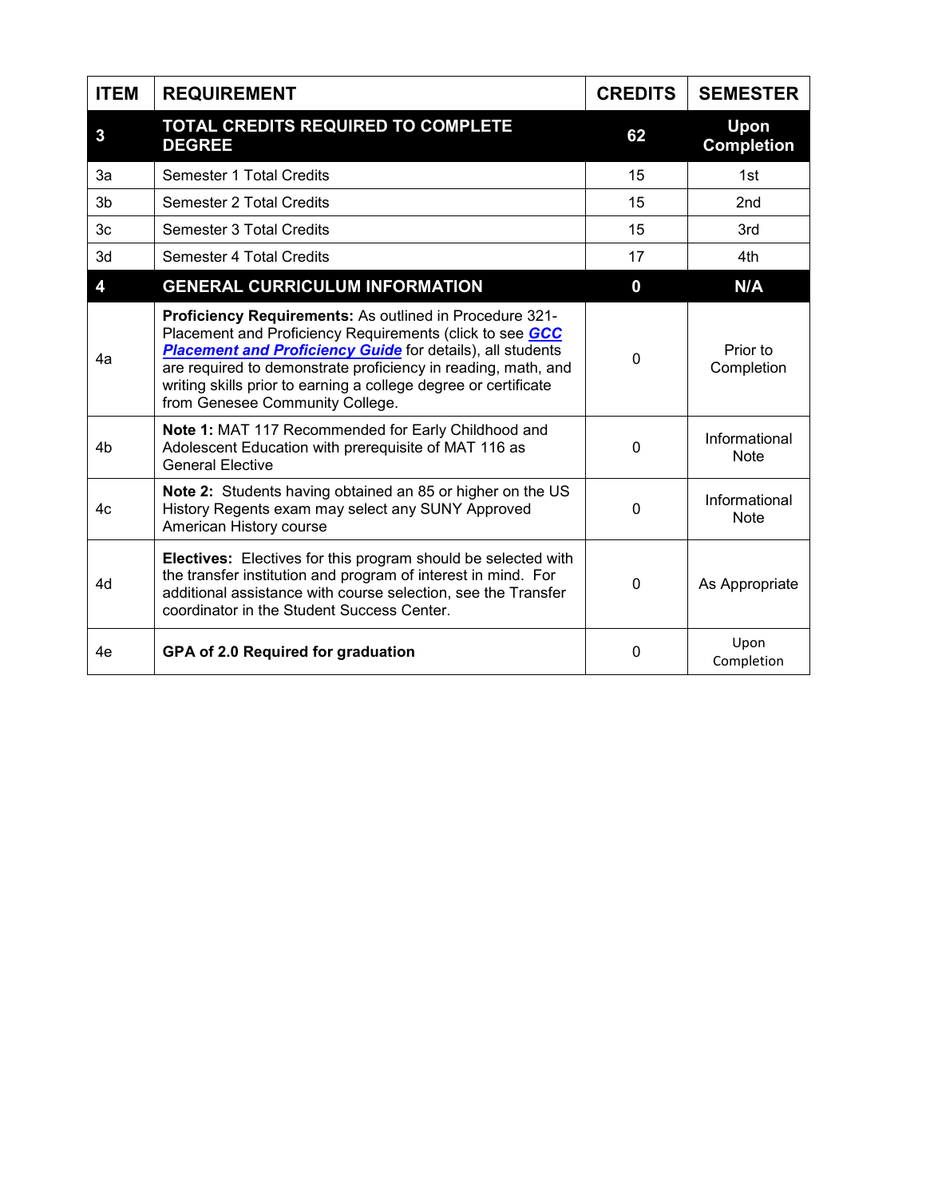| ITEM | REQUIREMENT | CREDITS | SEMESTER |
|---|---|---|---|
| **3** | **TOTAL CREDITS REQUIRED TO COMPLETE DEGREE** | **62** | **Upon Completion** |
| 3a | Semester 1 Total Credits | 15 | 1st |
| 3b | Semester 2 Total Credits | 15 | 2nd |
| 3c | Semester 3 Total Credits | 15 | 3rd |
| 3d | Semester 4 Total Credits | 17 | 4th |
| **4** | **GENERAL CURRICULUM INFORMATION** | **0** | **N/A** |
| 4a | **Proficiency Requirements:** As outlined in Procedure 321-Placement and Proficiency Requirements (click to see ***GCC Placement and Proficiency Guide*** for details), all students are required to demonstrate proficiency in reading, math, and writing skills prior to earning a college degree or certificate from Genesee Community College. | 0 | Prior to Completion |
| 4b | **Note 1:** MAT 117 Recommended for Early Childhood and Adolescent Education with prerequisite of MAT 116 as General Elective | 0 | Informational Note |
| 4c | **Note 2:** Students having obtained an 85 or higher on the US History Regents exam may select any SUNY Approved American History course | 0 | Informational Note |
| 4d | **Electives:** Electives for this program should be selected with the transfer institution and program of interest in mind. For additional assistance with course selection, see the Transfer coordinator in the Student Success Center. | 0 | As Appropriate |
| 4e | **GPA of 2.0 Required for graduation** | 0 | Upon Completion |